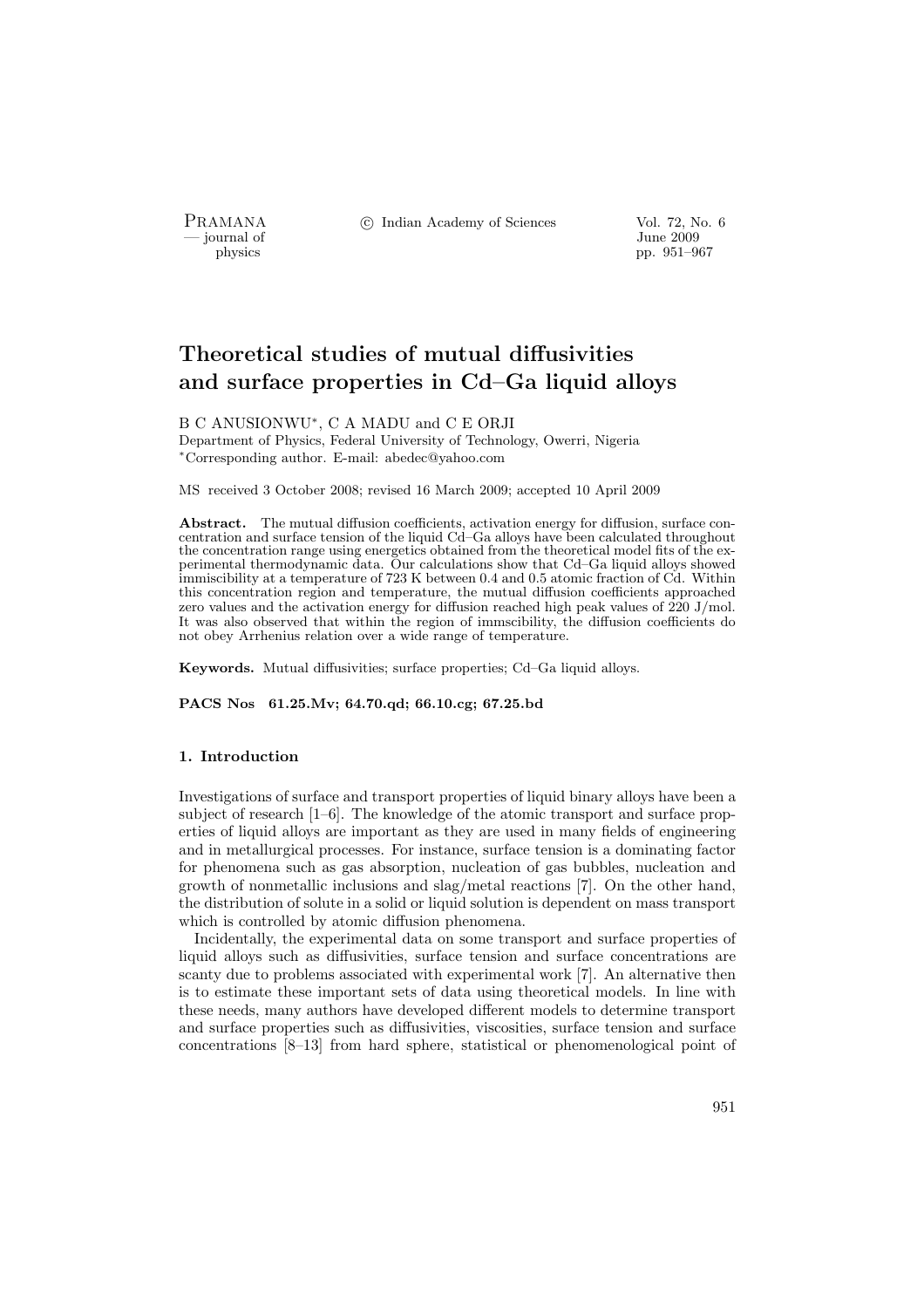# Theoretical studies of mutual diffusivities and surface properties in Cd–Ga liquid alloys

B C ANUSIONWU*, C A MADU and C E ORJI

Department of Physics, Federal University of Technology, Owerri, Nigeria

*Corresponding author. E-mail: abedec@yahoo.com

MS received 3 October 2008; revised 16 March 2009; accepted 10 April 2009

**Abstract.** The mutual diffusion coefficients, activation energy for diffusion, surface concentration and surface tension of the liquid Cd–Ga alloys have been calculated throughout the concentration range using energetics obtained from the theoretical model fits of the experimental thermodynamic data. Our calculations show that Cd–Ga liquid alloys showed immiscibility at a temperature of 723 K between 0.4 and 0.5 atomic fraction of Cd. Within this concentration region and temperature, the mutual diffusion coefficients approached zero values and the activation energy for diffusion reached high peak values of 220 J/mol. It was also observed that within the region of immscibility, the diffusion coefficients do not obey Arrhenius relation over a wide range of temperature.

**Keywords.** Mutual diffusivities; surface properties; Cd–Ga liquid alloys.

**PACS Nos 61.25.Mv; 64.70.qd; 66.10.cg; 67.25.bd**

## 1. Introduction

Investigations of surface and transport properties of liquid binary alloys have been a subject of research [1–6]. The knowledge of the atomic transport and surface properties of liquid alloys are important as they are used in many fields of engineering and in metallurgical processes. For instance, surface tension is a dominating factor for phenomena such as gas absorption, nucleation of gas bubbles, nucleation and growth of nonmetallic inclusions and slag/metal reactions [7]. On the other hand, the distribution of solute in a solid or liquid solution is dependent on mass transport which is controlled by atomic diffusion phenomena.

Incidentally, the experimental data on some transport and surface properties of liquid alloys such as diffusivities, surface tension and surface concentrations are scanty due to problems associated with experimental work [7]. An alternative then is to estimate these important sets of data using theoretical models. In line with these needs, many authors have developed different models to determine transport and surface properties such as diffusivities, viscosities, surface tension and surface concentrations [8–13] from hard sphere, statistical or phenomenological point of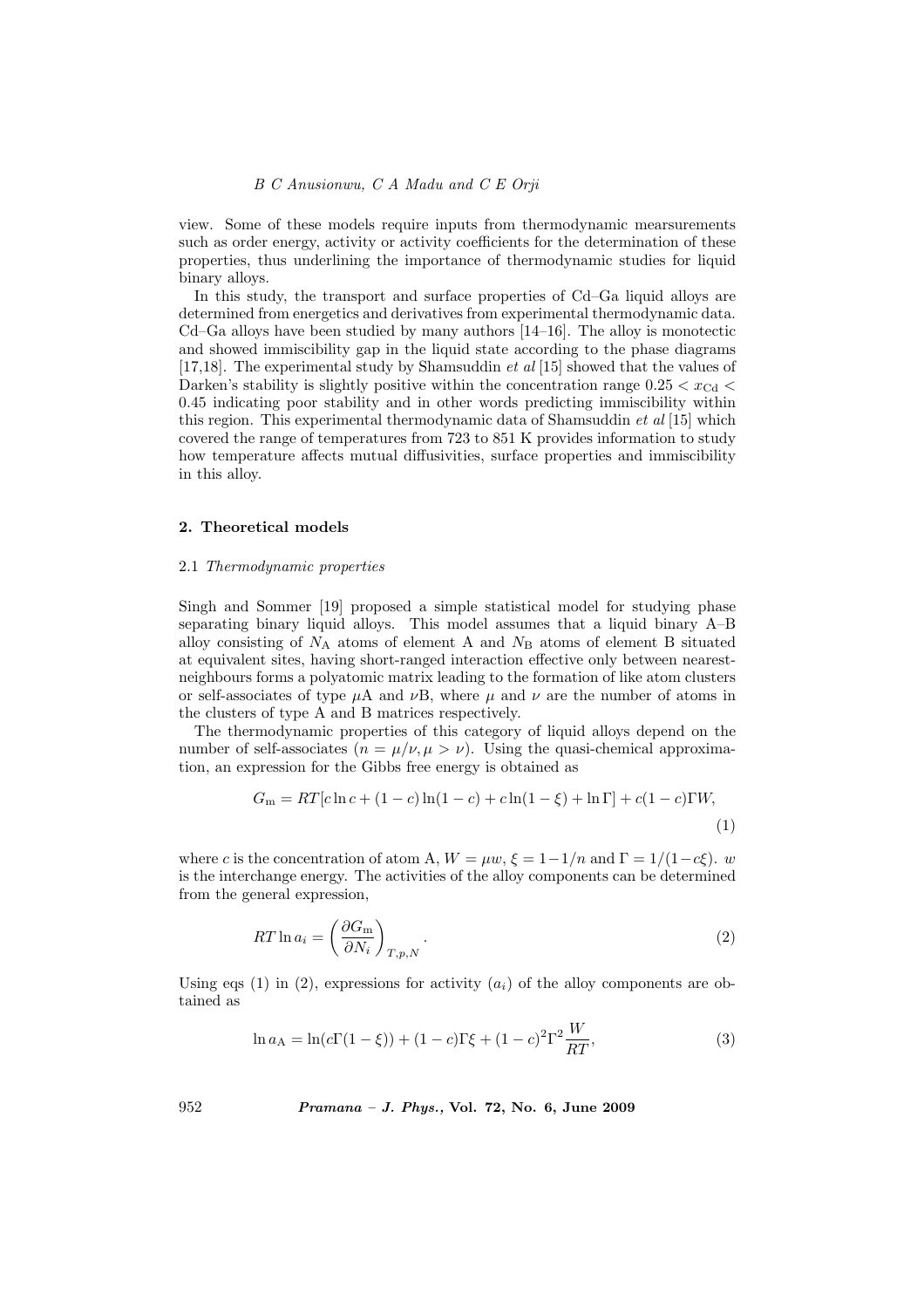view. Some of these models require inputs from thermodynamic mearsurements such as order energy, activity or activity coefficients for the determination of these properties, thus underlining the importance of thermodynamic studies for liquid binary alloys.

In this study, the transport and surface properties of Cd–Ga liquid alloys are determined from energetics and derivatives from experimental thermodynamic data. Cd–Ga alloys have been studied by many authors [14–16]. The alloy is monotectic and showed immiscibility gap in the liquid state according to the phase diagrams [17,18]. The experimental study by Shamsuddin *et al* [15] showed that the values of Darken's stability is slightly positive within the concentration range $0.25 < x_{\mathrm{Cd}} < 0.45$ indicating poor stability and in other words predicting immiscibility within this region. This experimental thermodynamic data of Shamsuddin *et al* [15] which covered the range of temperatures from 723 to 851 K provides information to study how temperature affects mutual diffusivities, surface properties and immiscibility in this alloy.

## 2. Theoretical models

### 2.1 *Thermodynamic properties*

Singh and Sommer [19] proposed a simple statistical model for studying phase separating binary liquid alloys. This model assumes that a liquid binary A–B alloy consisting of $N_{\mathrm{A}}$ atoms of element A and $N_{\mathrm{B}}$ atoms of element B situated at equivalent sites, having short-ranged interaction effective only between nearest-neighbours forms a polyatomic matrix leading to the formation of like atom clusters or self-associates of type $\mu$A and $\nu$B, where $\mu$ and $\nu$ are the number of atoms in the clusters of type A and B matrices respectively.

The thermodynamic properties of this category of liquid alloys depend on the number of self-associates ($n = \mu/\nu, \mu > \nu$). Using the quasi-chemical approximation, an expression for the Gibbs free energy is obtained as

$$G_{\mathrm{m}} = RT[c\ln c + (1-c)\ln(1-c) + c\ln(1-\xi) + \ln\Gamma] + c(1-c)\Gamma W, \tag{1}$$

where $c$ is the concentration of atom A, $W = \mu w$, $\xi = 1 - 1/n$ and $\Gamma = 1/(1-c\xi)$. $w$ is the interchange energy. The activities of the alloy components can be determined from the general expression,

$$RT\ln a_i = \left(\frac{\partial G_{\mathrm{m}}}{\partial N_i}\right)_{T,p,N}. \tag{2}$$

Using eqs (1) in (2), expressions for activity ($a_i$) of the alloy components are obtained as

$$\ln a_{\mathrm{A}} = \ln(c\Gamma(1-\xi)) + (1-c)\Gamma\xi + (1-c)^2\Gamma^2\frac{W}{RT}, \tag{3}$$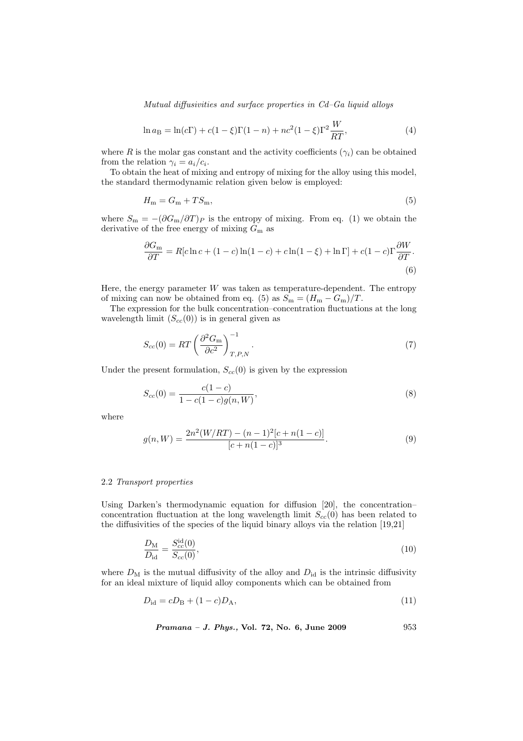$$\ln a_{\mathrm{B}} = \ln(c\Gamma) + c(1-\xi)\Gamma(1-n) + nc^2(1-\xi)\Gamma^2\frac{W}{RT}, \tag{4}$$

where $R$ is the molar gas constant and the activity coefficients ($\gamma_i$) can be obtained from the relation $\gamma_i = a_i/c_i$.

To obtain the heat of mixing and entropy of mixing for the alloy using this model, the standard thermodynamic relation given below is employed:

$$H_{\mathrm{m}} = G_{\mathrm{m}} + TS_{\mathrm{m}}, \tag{5}$$

where $S_{\mathrm{m}} = -(\partial G_{\mathrm{m}}/\partial T)_P$ is the entropy of mixing. From eq. (1) we obtain the derivative of the free energy of mixing $G_{\mathrm{m}}$ as

$$\frac{\partial G_{\mathrm{m}}}{\partial T} = R[c\ln c + (1-c)\ln(1-c) + c\ln(1-\xi) + \ln\Gamma] + c(1-c)\Gamma\frac{\partial W}{\partial T}. \tag{6}$$

Here, the energy parameter $W$ was taken as temperature-dependent. The entropy of mixing can now be obtained from eq. (5) as $S_{\mathrm{m}} = (H_{\mathrm{m}} - G_{\mathrm{m}})/T$.

The expression for the bulk concentration–concentration fluctuations at the long wavelength limit ($S_{cc}(0)$) is in general given as

$$S_{cc}(0) = RT\left(\frac{\partial^2 G_{\mathrm{m}}}{\partial c^2}\right)^{-1}_{T,P,N}. \tag{7}$$

Under the present formulation, $S_{cc}(0)$ is given by the expression

$$S_{cc}(0) = \frac{c(1-c)}{1 - c(1-c)g(n,W)}, \tag{8}$$

where

$$g(n,W) = \frac{2n^2(W/RT) - (n-1)^2[c + n(1-c)]}{[c + n(1-c)]^3}. \tag{9}$$

### 2.2 *Transport properties*

Using Darken's thermodynamic equation for diffusion [20], the concentration–concentration fluctuation at the long wavelength limit $S_{cc}(0)$ has been related to the diffusivities of the species of the liquid binary alloys via the relation [19,21]

$$\frac{D_{\mathrm{M}}}{D_{\mathrm{id}}} = \frac{S_{cc}^{\mathrm{id}}(0)}{S_{cc}(0)}, \tag{10}$$

where $D_{\mathrm{M}}$ is the mutual diffusivity of the alloy and $D_{\mathrm{id}}$ is the intrinsic diffusivity for an ideal mixture of liquid alloy components which can be obtained from

$$D_{\mathrm{id}} = cD_{\mathrm{B}} + (1-c)D_{\mathrm{A}}, \tag{11}$$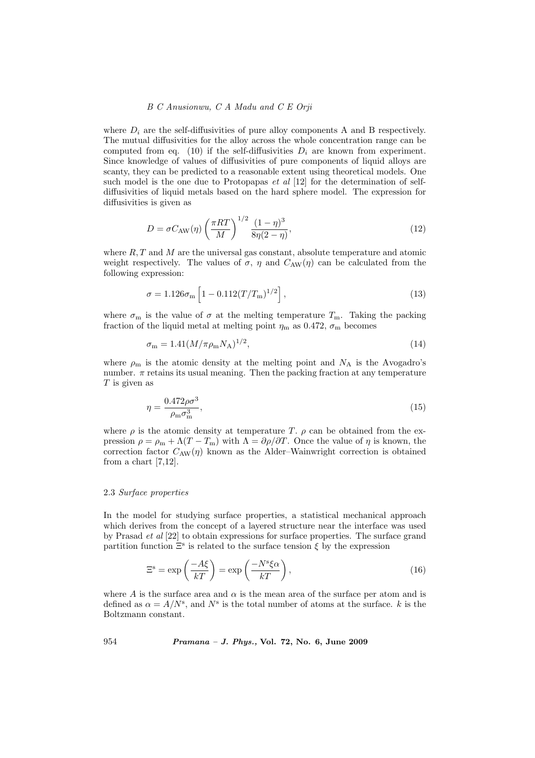where $D_i$ are the self-diffusivities of pure alloy components A and B respectively. The mutual diffusivities for the alloy across the whole concentration range can be computed from eq. (10) if the self-diffusivities $D_i$ are known from experiment. Since knowledge of values of diffusivities of pure components of liquid alloys are scanty, they can be predicted to a reasonable extent using theoretical models. One such model is the one due to Protopapas *et al* [12] for the determination of self-diffusivities of liquid metals based on the hard sphere model. The expression for diffusivities is given as

$$D = \sigma C_{\mathrm{AW}}(\eta) \left( \frac{\pi RT}{M} \right)^{1/2} \frac{(1-\eta)^3}{8\eta(2-\eta)}, \tag{12}$$

where $R, T$ and $M$ are the universal gas constant, absolute temperature and atomic weight respectively. The values of $\sigma$, $\eta$ and $C_{\mathrm{AW}}(\eta)$ can be calculated from the following expression:

$$\sigma = 1.126\sigma_{\mathrm{m}} \left[ 1 - 0.112(T/T_{\mathrm{m}})^{1/2} \right], \tag{13}$$

where $\sigma_{\mathrm{m}}$ is the value of $\sigma$ at the melting temperature $T_{\mathrm{m}}$. Taking the packing fraction of the liquid metal at melting point $\eta_{\mathrm{m}}$ as 0.472, $\sigma_{\mathrm{m}}$ becomes

$$\sigma_{\mathrm{m}} = 1.41(M/\pi\rho_{\mathrm{m}}N_{\mathrm{A}})^{1/2}, \tag{14}$$

where $\rho_{\mathrm{m}}$ is the atomic density at the melting point and $N_{\mathrm{A}}$ is the Avogadro's number. $\pi$ retains its usual meaning. Then the packing fraction at any temperature $T$ is given as

$$\eta = \frac{0.472\rho\sigma^3}{\rho_{\mathrm{m}}\sigma_{\mathrm{m}}^3}, \tag{15}$$

where $\rho$ is the atomic density at temperature $T$. $\rho$ can be obtained from the expression $\rho = \rho_{\mathrm{m}} + \Lambda(T - T_{\mathrm{m}})$ with $\Lambda = \partial\rho/\partial T$. Once the value of $\eta$ is known, the correction factor $C_{\mathrm{AW}}(\eta)$ known as the Alder–Wainwright correction is obtained from a chart [7,12].

### 2.3 *Surface properties*

In the model for studying surface properties, a statistical mechanical approach which derives from the concept of a layered structure near the interface was used by Prasad *et al* [22] to obtain expressions for surface properties. The surface grand partition function $\Xi^{\mathrm{s}}$ is related to the surface tension $\xi$ by the expression

$$\Xi^{\mathrm{s}} = \exp\left( \frac{-A\xi}{kT} \right) = \exp\left( \frac{-N^{\mathrm{s}}\xi\alpha}{kT} \right), \tag{16}$$

where $A$ is the surface area and $\alpha$ is the mean area of the surface per atom and is defined as $\alpha = A/N^{\mathrm{s}}$, and $N^{\mathrm{s}}$ is the total number of atoms at the surface. $k$ is the Boltzmann constant.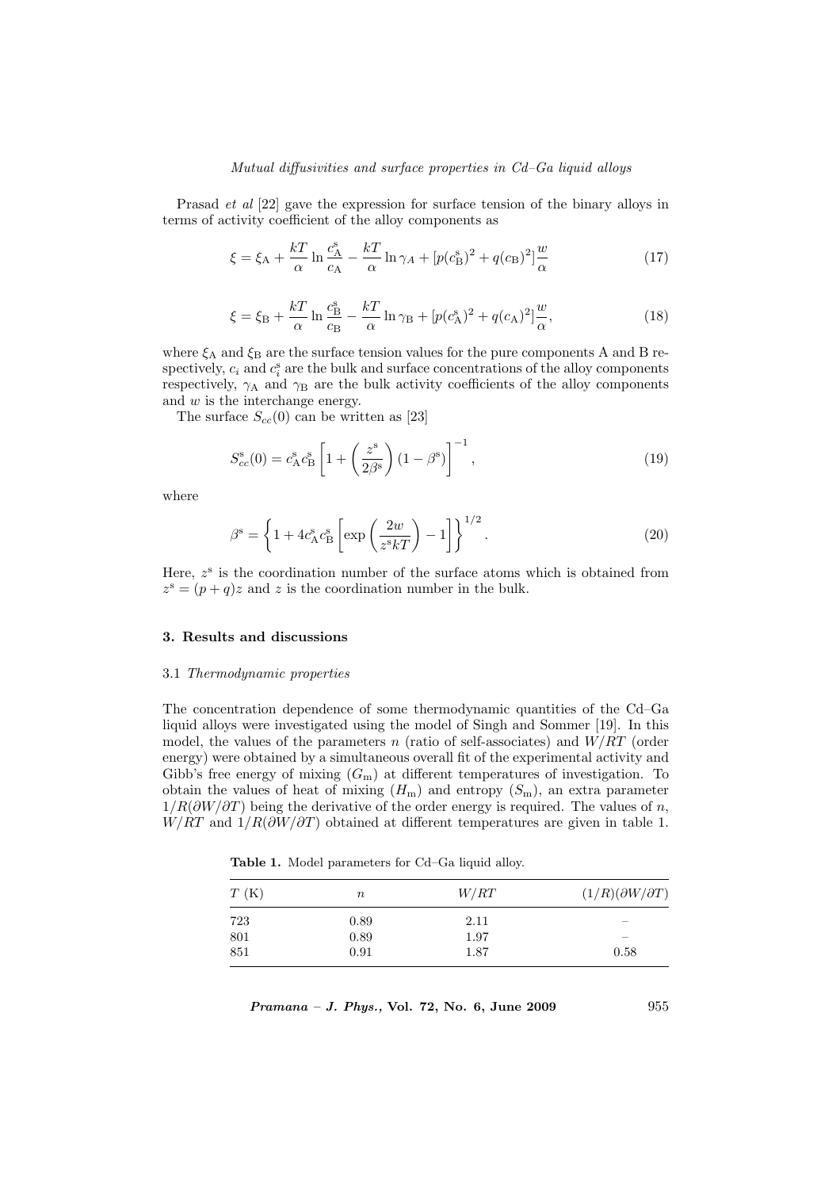Prasad *et al* [22] gave the expression for surface tension of the binary alloys in terms of activity coefficient of the alloy components as

$$\xi = \xi_{\mathrm{A}} + \frac{kT}{\alpha} \ln \frac{c_{\mathrm{A}}^{\mathrm{s}}}{c_{\mathrm{A}}} - \frac{kT}{\alpha} \ln \gamma_A + [p(c_{\mathrm{B}}^{\mathrm{s}})^2 + q(c_{\mathrm{B}})^2] \frac{w}{\alpha} \tag{17}$$

$$\xi = \xi_{\mathrm{B}} + \frac{kT}{\alpha} \ln \frac{c_{\mathrm{B}}^{\mathrm{s}}}{c_{\mathrm{B}}} - \frac{kT}{\alpha} \ln \gamma_{\mathrm{B}} + [p(c_{\mathrm{A}}^{\mathrm{s}})^2 + q(c_{\mathrm{A}})^2] \frac{w}{\alpha}, \tag{18}$$

where $\xi_{\mathrm{A}}$ and $\xi_{\mathrm{B}}$ are the surface tension values for the pure components A and B respectively, $c_i$ and $c_i^{\mathrm{s}}$ are the bulk and surface concentrations of the alloy components respectively, $\gamma_{\mathrm{A}}$ and $\gamma_{\mathrm{B}}$ are the bulk activity coefficients of the alloy components and $w$ is the interchange energy.

The surface $S_{cc}(0)$ can be written as [23]

$$S_{cc}^{\mathrm{s}}(0) = c_{\mathrm{A}}^{\mathrm{s}} c_{\mathrm{B}}^{\mathrm{s}} \left[ 1 + \left( \frac{z^{\mathrm{s}}}{2\beta^{\mathrm{s}}} \right) (1 - \beta^{\mathrm{s}}) \right]^{-1}, \tag{19}$$

where

$$\beta^{\mathrm{s}} = \left\{ 1 + 4 c_{\mathrm{A}}^{\mathrm{s}} c_{\mathrm{B}}^{\mathrm{s}} \left[ \exp\left( \frac{2w}{z^{\mathrm{s}} kT} \right) - 1 \right] \right\}^{1/2}. \tag{20}$$

Here, $z^{\mathrm{s}}$ is the coordination number of the surface atoms which is obtained from $z^{\mathrm{s}} = (p+q)z$ and $z$ is the coordination number in the bulk.

## 3. Results and discussions

### 3.1 *Thermodynamic properties*

The concentration dependence of some thermodynamic quantities of the Cd–Ga liquid alloys were investigated using the model of Singh and Sommer [19]. In this model, the values of the parameters $n$ (ratio of self-associates) and $W/RT$ (order energy) were obtained by a simultaneous overall fit of the experimental activity and Gibb's free energy of mixing ($G_{\mathrm{m}}$) at different temperatures of investigation. To obtain the values of heat of mixing ($H_{\mathrm{m}}$) and entropy ($S_{\mathrm{m}}$), an extra parameter $1/R(\partial W/\partial T)$ being the derivative of the order energy is required. The values of $n$, $W/RT$ and $1/R(\partial W/\partial T)$ obtained at different temperatures are given in table 1.

**Table 1.** Model parameters for Cd–Ga liquid alloy.

| $T$ (K) | $n$ | $W/RT$ | $(1/R)(\partial W/\partial T)$ |
|---|---|---|---|
| 723 | 0.89 | 2.11 | – |
| 801 | 0.89 | 1.97 | – |
| 851 | 0.91 | 1.87 | 0.58 |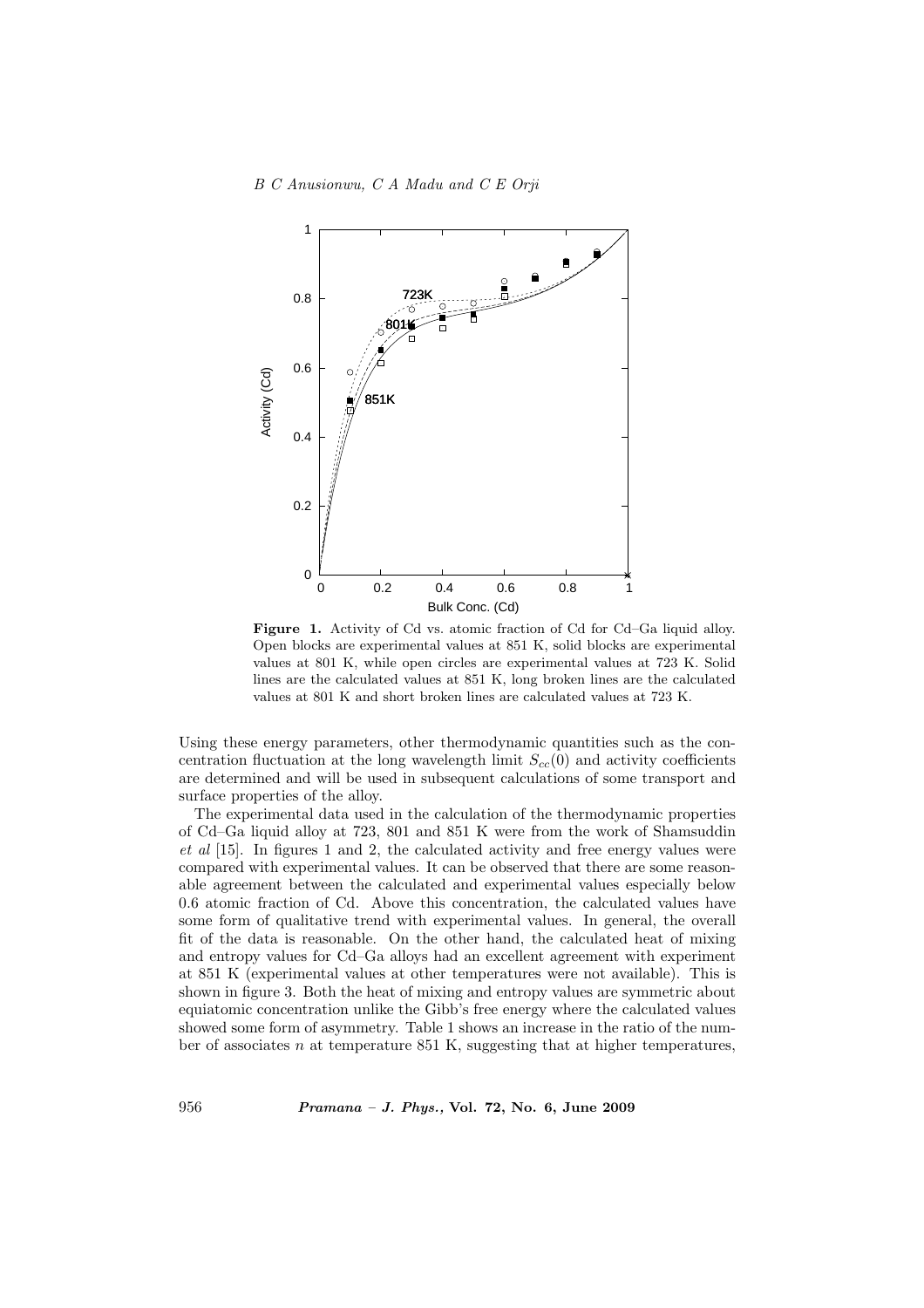**Figure 1.** Activity of Cd vs. atomic fraction of Cd for Cd–Ga liquid alloy. Open blocks are experimental values at 851 K, solid blocks are experimental values at 801 K, while open circles are experimental values at 723 K. Solid lines are the calculated values at 851 K, long broken lines are the calculated values at 801 K and short broken lines are calculated values at 723 K.

Using these energy parameters, other thermodynamic quantities such as the concentration fluctuation at the long wavelength limit $S_{cc}(0)$ and activity coefficients are determined and will be used in subsequent calculations of some transport and surface properties of the alloy.

The experimental data used in the calculation of the thermodynamic properties of Cd–Ga liquid alloy at 723, 801 and 851 K were from the work of Shamsuddin *et al* [15]. In figures 1 and 2, the calculated activity and free energy values were compared with experimental values. It can be observed that there are some reasonable agreement between the calculated and experimental values especially below 0.6 atomic fraction of Cd. Above this concentration, the calculated values have some form of qualitative trend with experimental values. In general, the overall fit of the data is reasonable. On the other hand, the calculated heat of mixing and entropy values for Cd–Ga alloys had an excellent agreement with experiment at 851 K (experimental values at other temperatures were not available). This is shown in figure 3. Both the heat of mixing and entropy values are symmetric about equiatomic concentration unlike the Gibb's free energy where the calculated values showed some form of asymmetry. Table 1 shows an increase in the ratio of the number of associates $n$ at temperature 851 K, suggesting that at higher temperatures,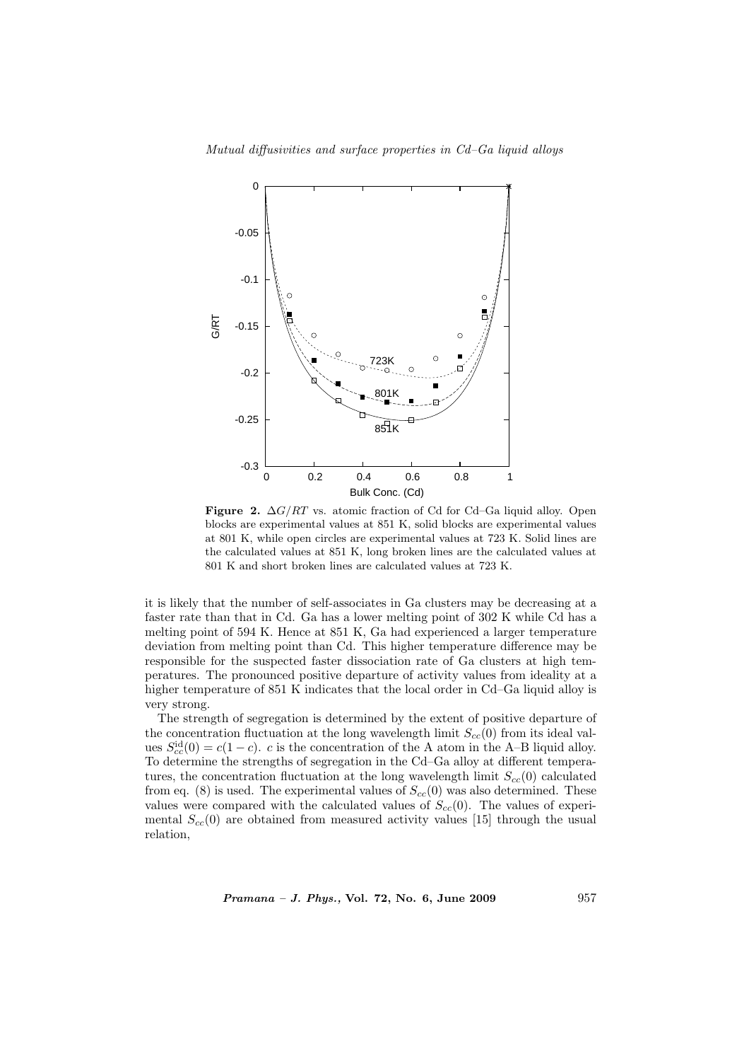**Figure 2.** $\Delta G/RT$ vs. atomic fraction of Cd for Cd–Ga liquid alloy. Open blocks are experimental values at 851 K, solid blocks are experimental values at 801 K, while open circles are experimental values at 723 K. Solid lines are the calculated values at 851 K, long broken lines are the calculated values at 801 K and short broken lines are calculated values at 723 K.

it is likely that the number of self-associates in Ga clusters may be decreasing at a faster rate than that in Cd. Ga has a lower melting point of 302 K while Cd has a melting point of 594 K. Hence at 851 K, Ga had experienced a larger temperature deviation from melting point than Cd. This higher temperature difference may be responsible for the suspected faster dissociation rate of Ga clusters at high temperatures. The pronounced positive departure of activity values from ideality at a higher temperature of 851 K indicates that the local order in Cd–Ga liquid alloy is very strong.

The strength of segregation is determined by the extent of positive departure of the concentration fluctuation at the long wavelength limit $S_{cc}(0)$ from its ideal values $S_{cc}^{\mathrm{id}}(0) = c(1-c)$. $c$ is the concentration of the A atom in the A–B liquid alloy. To determine the strengths of segregation in the Cd–Ga alloy at different temperatures, the concentration fluctuation at the long wavelength limit $S_{cc}(0)$ calculated from eq. (8) is used. The experimental values of $S_{cc}(0)$ was also determined. These values were compared with the calculated values of $S_{cc}(0)$. The values of experimental $S_{cc}(0)$ are obtained from measured activity values [15] through the usual relation,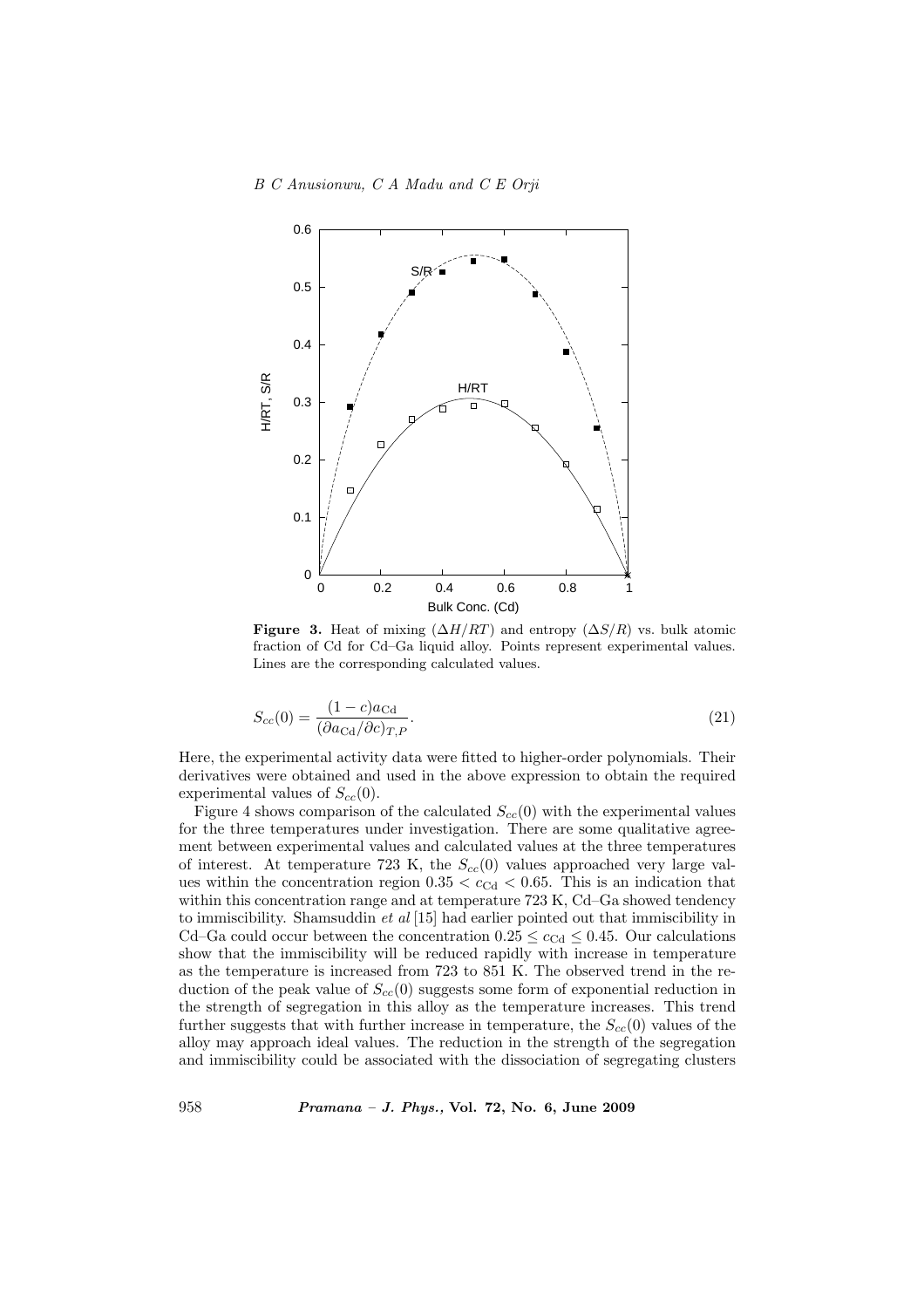**Figure 3.** Heat of mixing ($\Delta H/RT$) and entropy ($\Delta S/R$) vs. bulk atomic fraction of Cd for Cd–Ga liquid alloy. Points represent experimental values. Lines are the corresponding calculated values.

$$S_{cc}(0) = \frac{(1-c)a_{\mathrm{Cd}}}{(\partial a_{\mathrm{Cd}}/\partial c)_{T,P}}. \tag{21}$$

Here, the experimental activity data were fitted to higher-order polynomials. Their derivatives were obtained and used in the above expression to obtain the required experimental values of $S_{cc}(0)$.

Figure 4 shows comparison of the calculated $S_{cc}(0)$ with the experimental values for the three temperatures under investigation. There are some qualitative agreement between experimental values and calculated values at the three temperatures of interest. At temperature 723 K, the $S_{cc}(0)$ values approached very large values within the concentration region $0.35 < c_{\mathrm{Cd}} < 0.65$. This is an indication that within this concentration range and at temperature 723 K, Cd–Ga showed tendency to immiscibility. Shamsuddin *et al* [15] had earlier pointed out that immiscibility in Cd–Ga could occur between the concentration $0.25 \leq c_{\mathrm{Cd}} \leq 0.45$. Our calculations show that the immiscibility will be reduced rapidly with increase in temperature as the temperature is increased from 723 to 851 K. The observed trend in the reduction of the peak value of $S_{cc}(0)$ suggests some form of exponential reduction in the strength of segregation in this alloy as the temperature increases. This trend further suggests that with further increase in temperature, the $S_{cc}(0)$ values of the alloy may approach ideal values. The reduction in the strength of the segregation and immiscibility could be associated with the dissociation of segregating clusters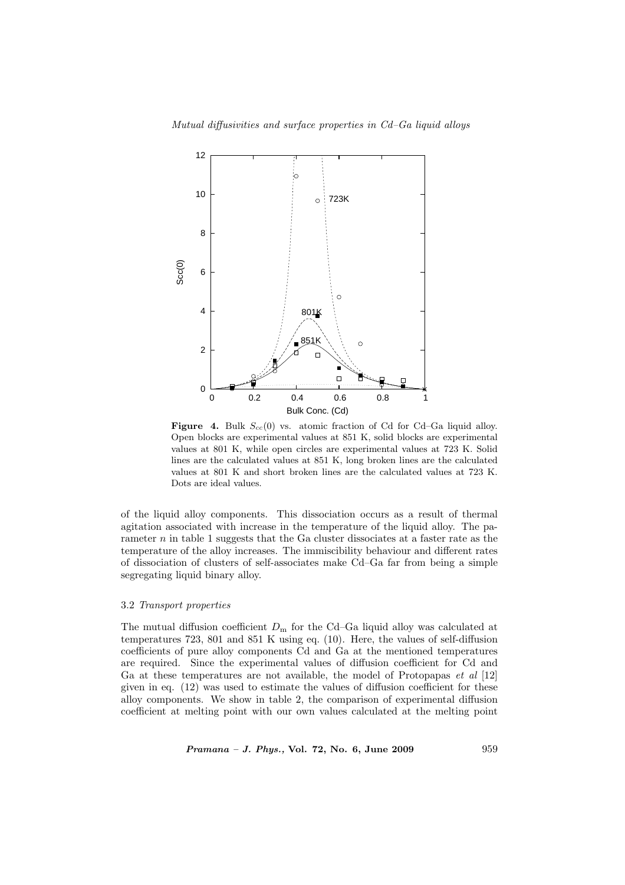**Figure 4.** Bulk $S_{cc}(0)$ vs. atomic fraction of Cd for Cd–Ga liquid alloy. Open blocks are experimental values at 851 K, solid blocks are experimental values at 801 K, while open circles are experimental values at 723 K. Solid lines are the calculated values at 851 K, long broken lines are the calculated values at 801 K and short broken lines are the calculated values at 723 K. Dots are ideal values.

of the liquid alloy components. This dissociation occurs as a result of thermal agitation associated with increase in the temperature of the liquid alloy. The parameter $n$ in table 1 suggests that the Ga cluster dissociates at a faster rate as the temperature of the alloy increases. The immiscibility behaviour and different rates of dissociation of clusters of self-associates make Cd–Ga far from being a simple segregating liquid binary alloy.

### 3.2 *Transport properties*

The mutual diffusion coefficient $D_{\mathrm{m}}$ for the Cd–Ga liquid alloy was calculated at temperatures 723, 801 and 851 K using eq. (10). Here, the values of self-diffusion coefficients of pure alloy components Cd and Ga at the mentioned temperatures are required. Since the experimental values of diffusion coefficient for Cd and Ga at these temperatures are not available, the model of Protopapas *et al* [12] given in eq. (12) was used to estimate the values of diffusion coefficient for these alloy components. We show in table 2, the comparison of experimental diffusion coefficient at melting point with our own values calculated at the melting point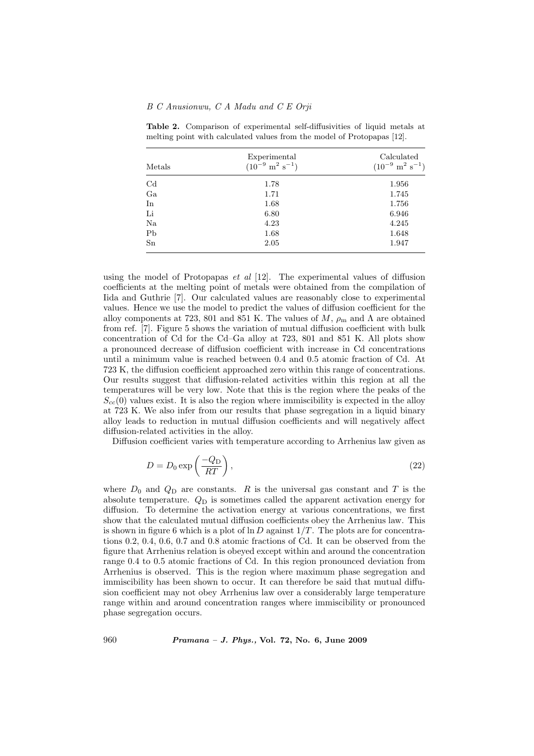**Table 2.** Comparison of experimental self-diffusivities of liquid metals at melting point with calculated values from the model of Protopapas [12].

| Metals | Experimental ($10^{-9}$ m$^2$ s$^{-1}$) | Calculated ($10^{-9}$ m$^2$ s$^{-1}$) |
|---|---|---|
| Cd | 1.78 | 1.956 |
| Ga | 1.71 | 1.745 |
| In | 1.68 | 1.756 |
| Li | 6.80 | 6.946 |
| Na | 4.23 | 4.245 |
| Pb | 1.68 | 1.648 |
| Sn | 2.05 | 1.947 |

using the model of Protopapas *et al* [12]. The experimental values of diffusion coefficients at the melting point of metals were obtained from the compilation of Iida and Guthrie [7]. Our calculated values are reasonably close to experimental values. Hence we use the model to predict the values of diffusion coefficient for the alloy components at 723, 801 and 851 K. The values of $M$, $\rho_{\mathrm{m}}$ and $\Lambda$ are obtained from ref. [7]. Figure 5 shows the variation of mutual diffusion coefficient with bulk concentration of Cd for the Cd–Ga alloy at 723, 801 and 851 K. All plots show a pronounced decrease of diffusion coefficient with increase in Cd concentrations until a minimum value is reached between 0.4 and 0.5 atomic fraction of Cd. At 723 K, the diffusion coefficient approached zero within this range of concentrations. Our results suggest that diffusion-related activities within this region at all the temperatures will be very low. Note that this is the region where the peaks of the $S_{cc}(0)$ values exist. It is also the region where immiscibility is expected in the alloy at 723 K. We also infer from our results that phase segregation in a liquid binary alloy leads to reduction in mutual diffusion coefficients and will negatively affect diffusion-related activities in the alloy.

Diffusion coefficient varies with temperature according to Arrhenius law given as

$$D = D_0 \exp\left(\frac{-Q_{\mathrm{D}}}{RT}\right), \tag{22}$$

where $D_0$ and $Q_{\mathrm{D}}$ are constants. $R$ is the universal gas constant and $T$ is the absolute temperature. $Q_{\mathrm{D}}$ is sometimes called the apparent activation energy for diffusion. To determine the activation energy at various concentrations, we first show that the calculated mutual diffusion coefficients obey the Arrhenius law. This is shown in figure 6 which is a plot of $\ln D$ against $1/T$. The plots are for concentrations 0.2, 0.4, 0.6, 0.7 and 0.8 atomic fractions of Cd. It can be observed from the figure that Arrhenius relation is obeyed except within and around the concentration range 0.4 to 0.5 atomic fractions of Cd. In this region pronounced deviation from Arrhenius is observed. This is the region where maximum phase segregation and immiscibility has been shown to occur. It can therefore be said that mutual diffusion coefficient may not obey Arrhenius law over a considerably large temperature range within and around concentration ranges where immiscibility or pronounced phase segregation occurs.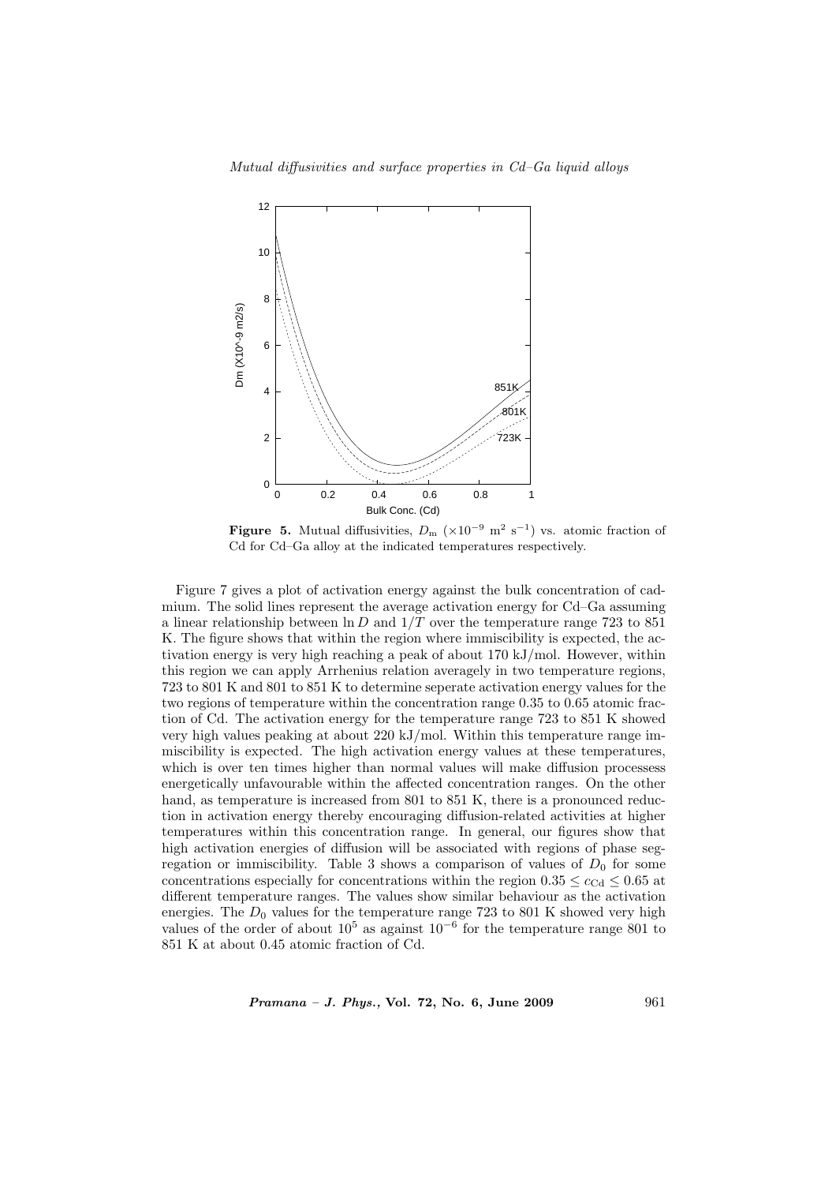**Figure 5.** Mutual diffusivities, $D_{\mathrm{m}}$ ($\times 10^{-9}$ m$^2$ s$^{-1}$) vs. atomic fraction of Cd for Cd–Ga alloy at the indicated temperatures respectively.

Figure 7 gives a plot of activation energy against the bulk concentration of cadmium. The solid lines represent the average activation energy for Cd–Ga assuming a linear relationship between $\ln D$ and $1/T$ over the temperature range 723 to 851 K. The figure shows that within the region where immiscibility is expected, the activation energy is very high reaching a peak of about 170 kJ/mol. However, within this region we can apply Arrhenius relation averagely in two temperature regions, 723 to 801 K and 801 to 851 K to determine seperate activation energy values for the two regions of temperature within the concentration range 0.35 to 0.65 atomic fraction of Cd. The activation energy for the temperature range 723 to 851 K showed very high values peaking at about 220 kJ/mol. Within this temperature range immiscibility is expected. The high activation energy values at these temperatures, which is over ten times higher than normal values will make diffusion processess energetically unfavourable within the affected concentration ranges. On the other hand, as temperature is increased from 801 to 851 K, there is a pronounced reduction in activation energy thereby encouraging diffusion-related activities at higher temperatures within this concentration range. In general, our figures show that high activation energies of diffusion will be associated with regions of phase segregation or immiscibility. Table 3 shows a comparison of values of $D_0$ for some concentrations especially for concentrations within the region $0.35 \leq c_{\mathrm{Cd}} \leq 0.65$ at different temperature ranges. The values show similar behaviour as the activation energies. The $D_0$ values for the temperature range 723 to 801 K showed very high values of the order of about $10^5$ as against $10^{-6}$ for the temperature range 801 to 851 K at about 0.45 atomic fraction of Cd.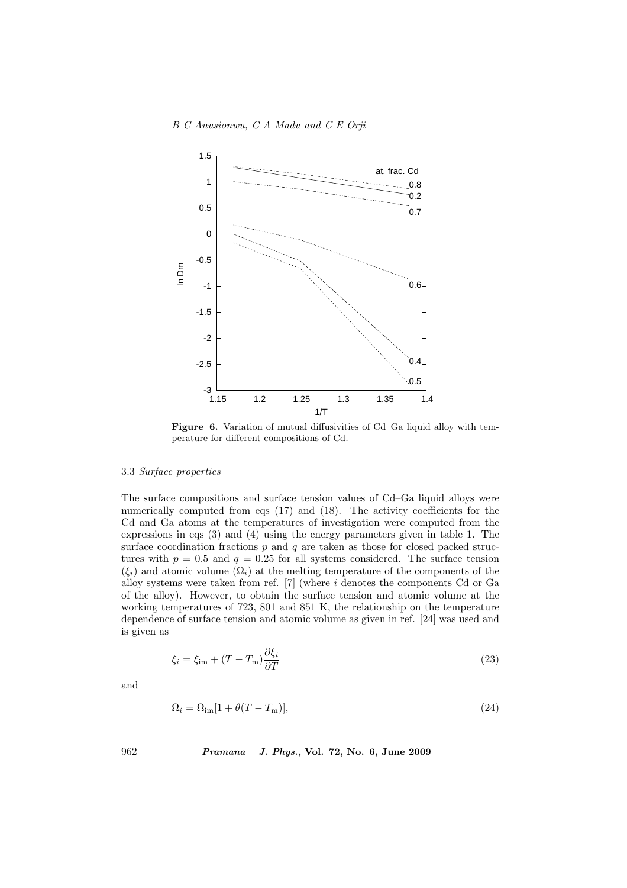**Figure 6.** Variation of mutual diffusivities of Cd–Ga liquid alloy with temperature for different compositions of Cd.

### 3.3 *Surface properties*

The surface compositions and surface tension values of Cd–Ga liquid alloys were numerically computed from eqs (17) and (18). The activity coefficients for the Cd and Ga atoms at the temperatures of investigation were computed from the expressions in eqs (3) and (4) using the energy parameters given in table 1. The surface coordination fractions $p$ and $q$ are taken as those for closed packed structures with $p = 0.5$ and $q = 0.25$ for all systems considered. The surface tension ($\xi_i$) and atomic volume ($\Omega_i$) at the melting temperature of the components of the alloy systems were taken from ref. [7] (where $i$ denotes the components Cd or Ga of the alloy). However, to obtain the surface tension and atomic volume at the working temperatures of 723, 801 and 851 K, the relationship on the temperature dependence of surface tension and atomic volume as given in ref. [24] was used and is given as

$$\xi_i = \xi_{\rm im} + (T - T_{\rm m})\frac{\partial \xi_i}{\partial T} \tag{23}$$

and

$$\Omega_i = \Omega_{\rm im}[1 + \theta(T - T_{\rm m})], \tag{24}$$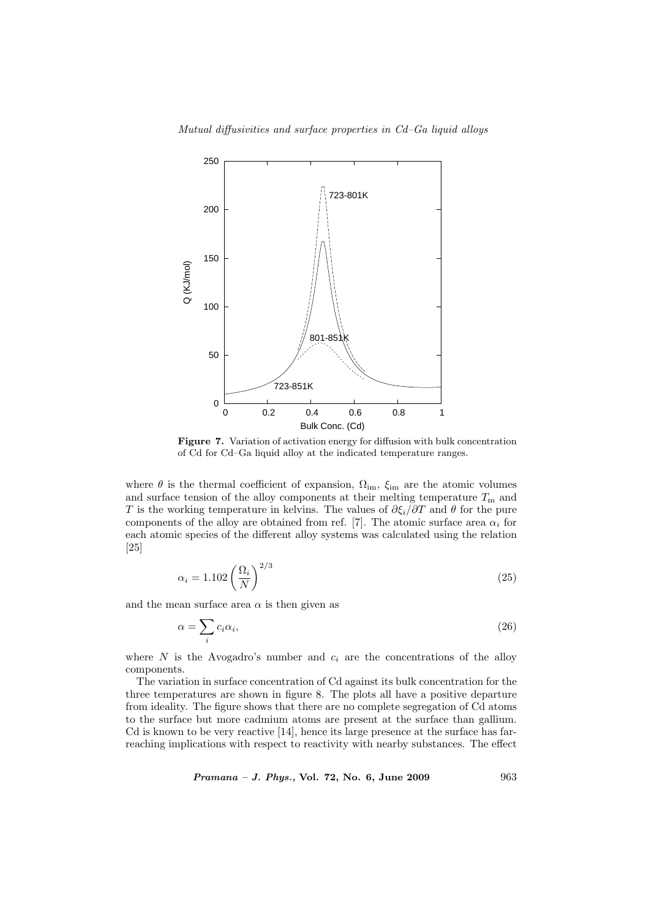**Figure 7.** Variation of activation energy for diffusion with bulk concentration of Cd for Cd–Ga liquid alloy at the indicated temperature ranges.

where $\theta$ is the thermal coefficient of expansion, $\Omega_{\mathrm{im}}$, $\xi_{\mathrm{im}}$ are the atomic volumes and surface tension of the alloy components at their melting temperature $T_{\mathrm{m}}$ and $T$ is the working temperature in kelvins. The values of $\partial\xi_i/\partial T$ and $\theta$ for the pure components of the alloy are obtained from ref. [7]. The atomic surface area $\alpha_i$ for each atomic species of the different alloy systems was calculated using the relation [25]

$$\alpha_i = 1.102\left(\frac{\Omega_i}{N}\right)^{2/3} \tag{25}$$

and the mean surface area $\alpha$ is then given as

$$\alpha = \sum_i c_i \alpha_i, \tag{26}$$

where $N$ is the Avogadro's number and $c_i$ are the concentrations of the alloy components.

The variation in surface concentration of Cd against its bulk concentration for the three temperatures are shown in figure 8. The plots all have a positive departure from ideality. The figure shows that there are no complete segregation of Cd atoms to the surface but more cadmium atoms are present at the surface than gallium. Cd is known to be very reactive [14], hence its large presence at the surface has far-reaching implications with respect to reactivity with nearby substances. The effect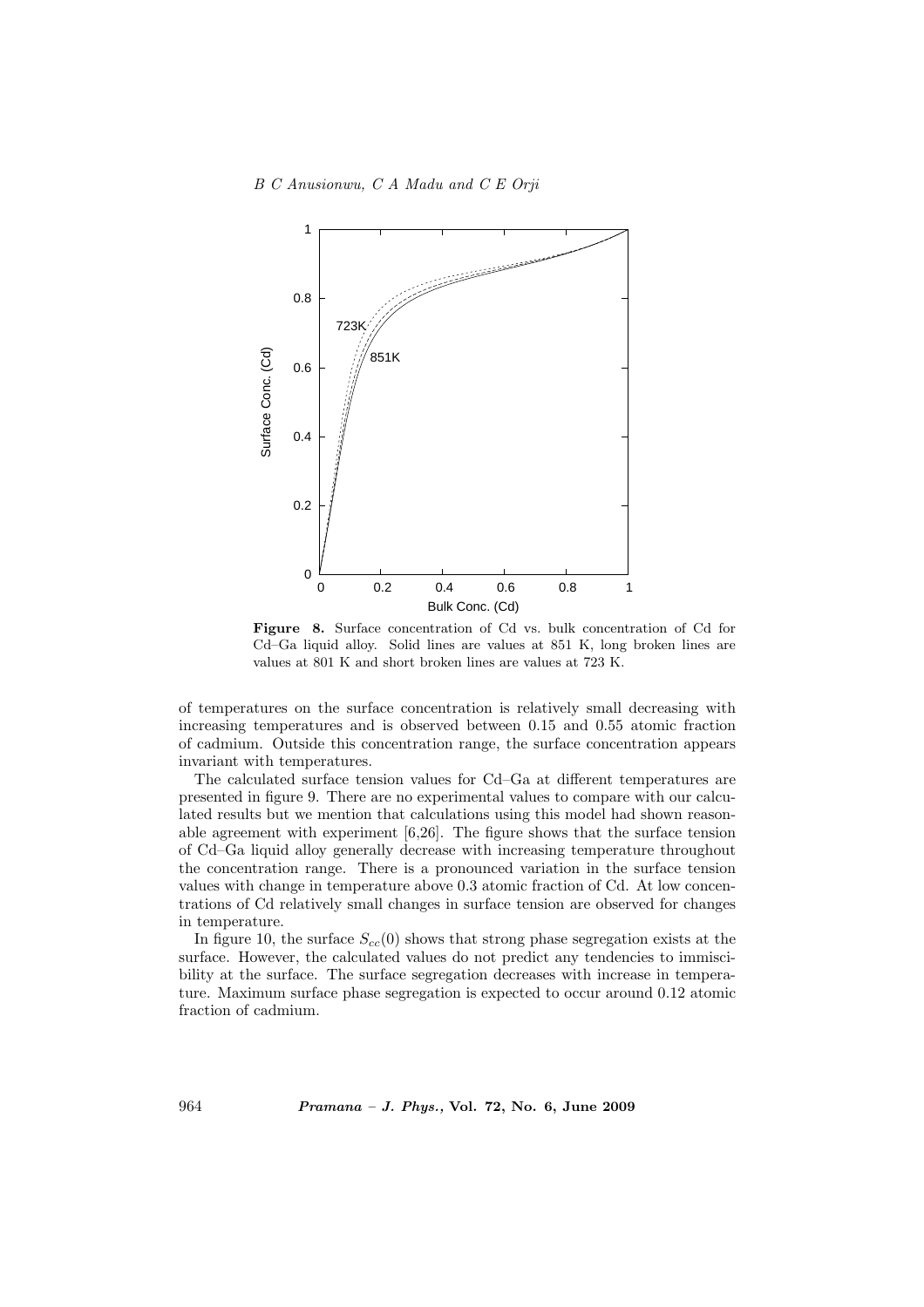**Figure 8.** Surface concentration of Cd vs. bulk concentration of Cd for Cd–Ga liquid alloy. Solid lines are values at 851 K, long broken lines are values at 801 K and short broken lines are values at 723 K.

of temperatures on the surface concentration is relatively small decreasing with increasing temperatures and is observed between 0.15 and 0.55 atomic fraction of cadmium. Outside this concentration range, the surface concentration appears invariant with temperatures.

The calculated surface tension values for Cd–Ga at different temperatures are presented in figure 9. There are no experimental values to compare with our calculated results but we mention that calculations using this model had shown reasonable agreement with experiment [6,26]. The figure shows that the surface tension of Cd–Ga liquid alloy generally decrease with increasing temperature throughout the concentration range. There is a pronounced variation in the surface tension values with change in temperature above 0.3 atomic fraction of Cd. At low concentrations of Cd relatively small changes in surface tension are observed for changes in temperature.

In figure 10, the surface $S_{cc}(0)$ shows that strong phase segregation exists at the surface. However, the calculated values do not predict any tendencies to immiscibility at the surface. The surface segregation decreases with increase in temperature. Maximum surface phase segregation is expected to occur around 0.12 atomic fraction of cadmium.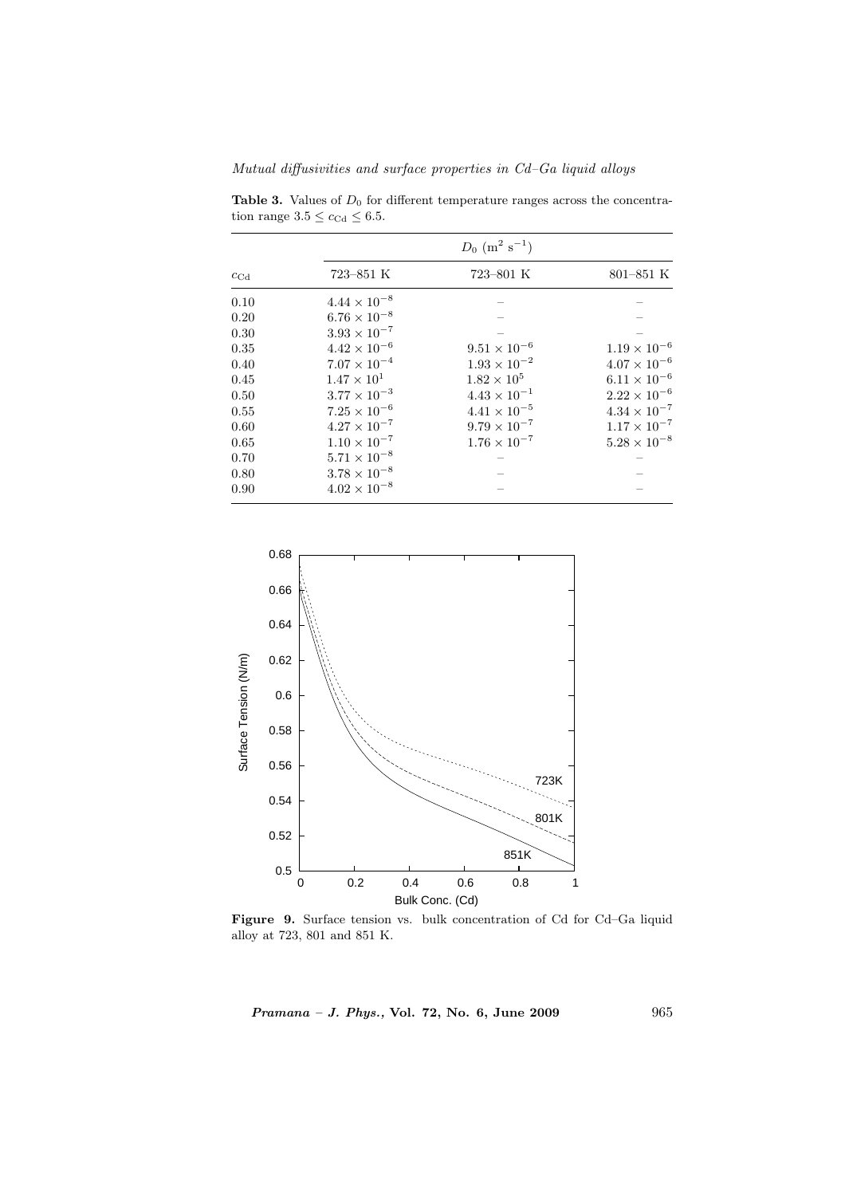**Table 3.** Values of $D_0$ for different temperature ranges across the concentration range $3.5 \leq c_{\mathrm{Cd}} \leq 6.5$.

| $c_{\mathrm{Cd}}$ | $D_0$ ($\mathrm{m}^2\ \mathrm{s}^{-1}$) | | |
|---|---|---|---|
| | 723–851 K | 723–801 K | 801–851 K |
| 0.10 | $4.44 \times 10^{-8}$ | – | – |
| 0.20 | $6.76 \times 10^{-8}$ | – | – |
| 0.30 | $3.93 \times 10^{-7}$ | – | – |
| 0.35 | $4.42 \times 10^{-6}$ | $9.51 \times 10^{-6}$ | $1.19 \times 10^{-6}$ |
| 0.40 | $7.07 \times 10^{-4}$ | $1.93 \times 10^{-2}$ | $4.07 \times 10^{-6}$ |
| 0.45 | $1.47 \times 10^{1}$ | $1.82 \times 10^{5}$ | $6.11 \times 10^{-6}$ |
| 0.50 | $3.77 \times 10^{-3}$ | $4.43 \times 10^{-1}$ | $2.22 \times 10^{-6}$ |
| 0.55 | $7.25 \times 10^{-6}$ | $4.41 \times 10^{-5}$ | $4.34 \times 10^{-7}$ |
| 0.60 | $4.27 \times 10^{-7}$ | $9.79 \times 10^{-7}$ | $1.17 \times 10^{-7}$ |
| 0.65 | $1.10 \times 10^{-7}$ | $1.76 \times 10^{-7}$ | $5.28 \times 10^{-8}$ |
| 0.70 | $5.71 \times 10^{-8}$ | – | – |
| 0.80 | $3.78 \times 10^{-8}$ | – | – |
| 0.90 | $4.02 \times 10^{-8}$ | – | – |

**Figure 9.** Surface tension vs. bulk concentration of Cd for Cd–Ga liquid alloy at 723, 801 and 851 K.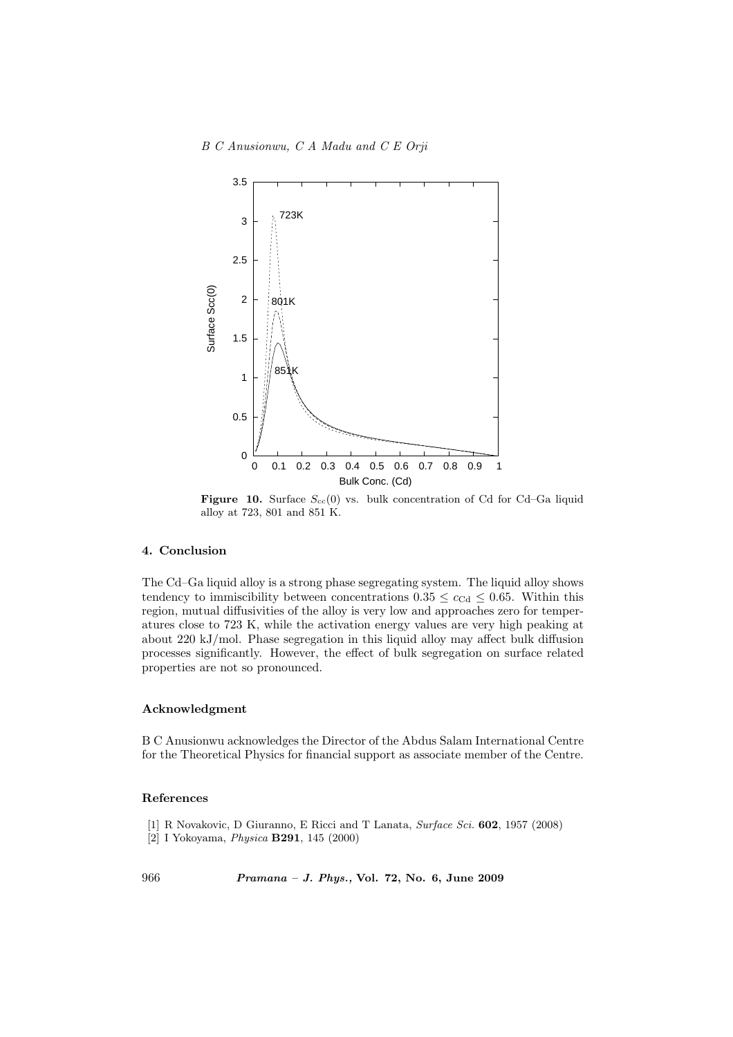**Figure 10.** Surface $S_{cc}(0)$ vs. bulk concentration of Cd for Cd–Ga liquid alloy at 723, 801 and 851 K.

## 4. Conclusion

The Cd–Ga liquid alloy is a strong phase segregating system. The liquid alloy shows tendency to immiscibility between concentrations $0.35 \leq c_{\mathrm{Cd}} \leq 0.65$. Within this region, mutual diffusivities of the alloy is very low and approaches zero for temperatures close to 723 K, while the activation energy values are very high peaking at about 220 kJ/mol. Phase segregation in this liquid alloy may affect bulk diffusion processes significantly. However, the effect of bulk segregation on surface related properties are not so pronounced.

## Acknowledgment

B C Anusionwu acknowledges the Director of the Abdus Salam International Centre for the Theoretical Physics for financial support as associate member of the Centre.

## References

[1] R Novakovic, D Giuranno, E Ricci and T Lanata, *Surface Sci.* **602**, 1957 (2008)

[2] I Yokoyama, *Physica* **B291**, 145 (2000)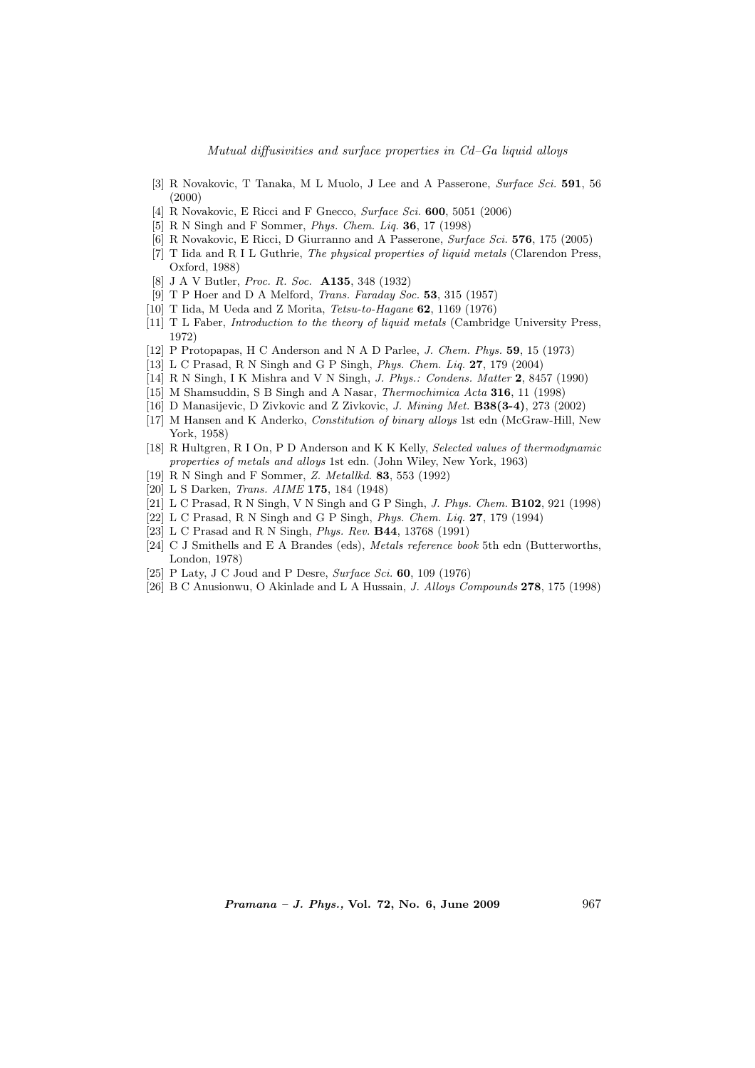[3] R Novakovic, T Tanaka, M L Muolo, J Lee and A Passerone, *Surface Sci.* **591**, 56 (2000)

[4] R Novakovic, E Ricci and F Gnecco, *Surface Sci.* **600**, 5051 (2006)

[5] R N Singh and F Sommer, *Phys. Chem. Liq.* **36**, 17 (1998)

[6] R Novakovic, E Ricci, D Giurranno and A Passerone, *Surface Sci.* **576**, 175 (2005)

[7] T Iida and R I L Guthrie, *The physical properties of liquid metals* (Clarendon Press, Oxford, 1988)

[8] J A V Butler, *Proc. R. Soc.* **A135**, 348 (1932)

[9] T P Hoer and D A Melford, *Trans. Faraday Soc.* **53**, 315 (1957)

[10] T Iida, M Ueda and Z Morita, *Tetsu-to-Hagane* **62**, 1169 (1976)

[11] T L Faber, *Introduction to the theory of liquid metals* (Cambridge University Press, 1972)

[12] P Protopapas, H C Anderson and N A D Parlee, *J. Chem. Phys.* **59**, 15 (1973)

[13] L C Prasad, R N Singh and G P Singh, *Phys. Chem. Liq.* **27**, 179 (2004)

[14] R N Singh, I K Mishra and V N Singh, *J. Phys.: Condens. Matter* **2**, 8457 (1990)

[15] M Shamsuddin, S B Singh and A Nasar, *Thermochimica Acta* **316**, 11 (1998)

[16] D Manasijevic, D Zivkovic and Z Zivkovic, *J. Mining Met.* **B38(3-4)**, 273 (2002)

[17] M Hansen and K Anderko, *Constitution of binary alloys* 1st edn (McGraw-Hill, New York, 1958)

[18] R Hultgren, R I On, P D Anderson and K K Kelly, *Selected values of thermodynamic properties of metals and alloys* 1st edn. (John Wiley, New York, 1963)

[19] R N Singh and F Sommer, *Z. Metallkd.* **83**, 553 (1992)

[20] L S Darken, *Trans. AIME* **175**, 184 (1948)

[21] L C Prasad, R N Singh, V N Singh and G P Singh, *J. Phys. Chem.* **B102**, 921 (1998)

[22] L C Prasad, R N Singh and G P Singh, *Phys. Chem. Liq.* **27**, 179 (1994)

[23] L C Prasad and R N Singh, *Phys. Rev.* **B44**, 13768 (1991)

[24] C J Smithells and E A Brandes (eds), *Metals reference book* 5th edn (Butterworths, London, 1978)

[25] P Laty, J C Joud and P Desre, *Surface Sci.* **60**, 109 (1976)

[26] B C Anusionwu, O Akinlade and L A Hussain, *J. Alloys Compounds* **278**, 175 (1998)